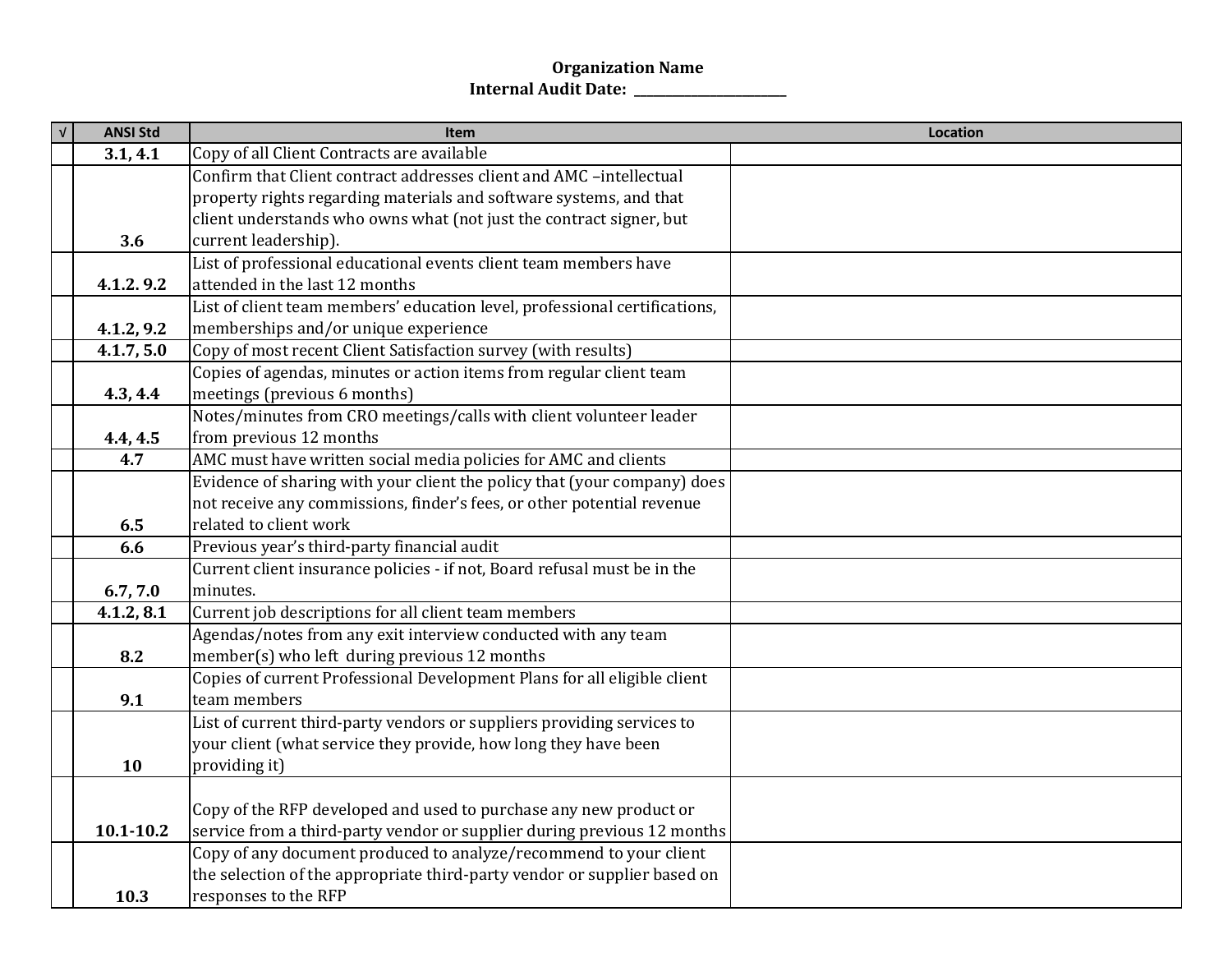**Organization Name**

**Internal Audit Date: ____________________**

| √ | ANSI Std | Item | Location |
|---|---|---|---|
| | **3.1, 4.1** | Copy of all Client Contracts are available | |
| | **3.6** | Confirm that Client contract addresses client and AMC –intellectual property rights regarding materials and software systems, and that client understands who owns what (not just the contract signer, but current leadership). | |
| | **4.1.2. 9.2** | List of professional educational events client team members have attended in the last 12 months | |
| | **4.1.2, 9.2** | List of client team members' education level, professional certifications, memberships and/or unique experience | |
| | **4.1.7, 5.0** | Copy of most recent Client Satisfaction survey (with results) | |
| | **4.3, 4.4** | Copies of agendas, minutes or action items from regular client team meetings (previous 6 months) | |
| | **4.4, 4.5** | Notes/minutes from CRO meetings/calls with client volunteer leader from previous 12 months | |
| | **4.7** | AMC must have written social media policies for AMC and clients | |
| | **6.5** | Evidence of sharing with your client the policy that (your company) does not receive any commissions, finder's fees, or other potential revenue related to client work | |
| | **6.6** | Previous year's third-party financial audit | |
| | **6.7, 7.0** | Current client insurance policies - if not, Board refusal must be in the minutes. | |
| | **4.1.2, 8.1** | Current job descriptions for all client team members | |
| | **8.2** | Agendas/notes from any exit interview conducted with any team member(s) who left during previous 12 months | |
| | **9.1** | Copies of current Professional Development Plans for all eligible client team members | |
| | **10** | List of current third-party vendors or suppliers providing services to your client (what service they provide, how long they have been providing it) | |
| | **10.1-10.2** | Copy of the RFP developed and used to purchase any new product or service from a third-party vendor or supplier during previous 12 months | |
| | **10.3** | Copy of any document produced to analyze/recommend to your client the selection of the appropriate third-party vendor or supplier based on responses to the RFP | |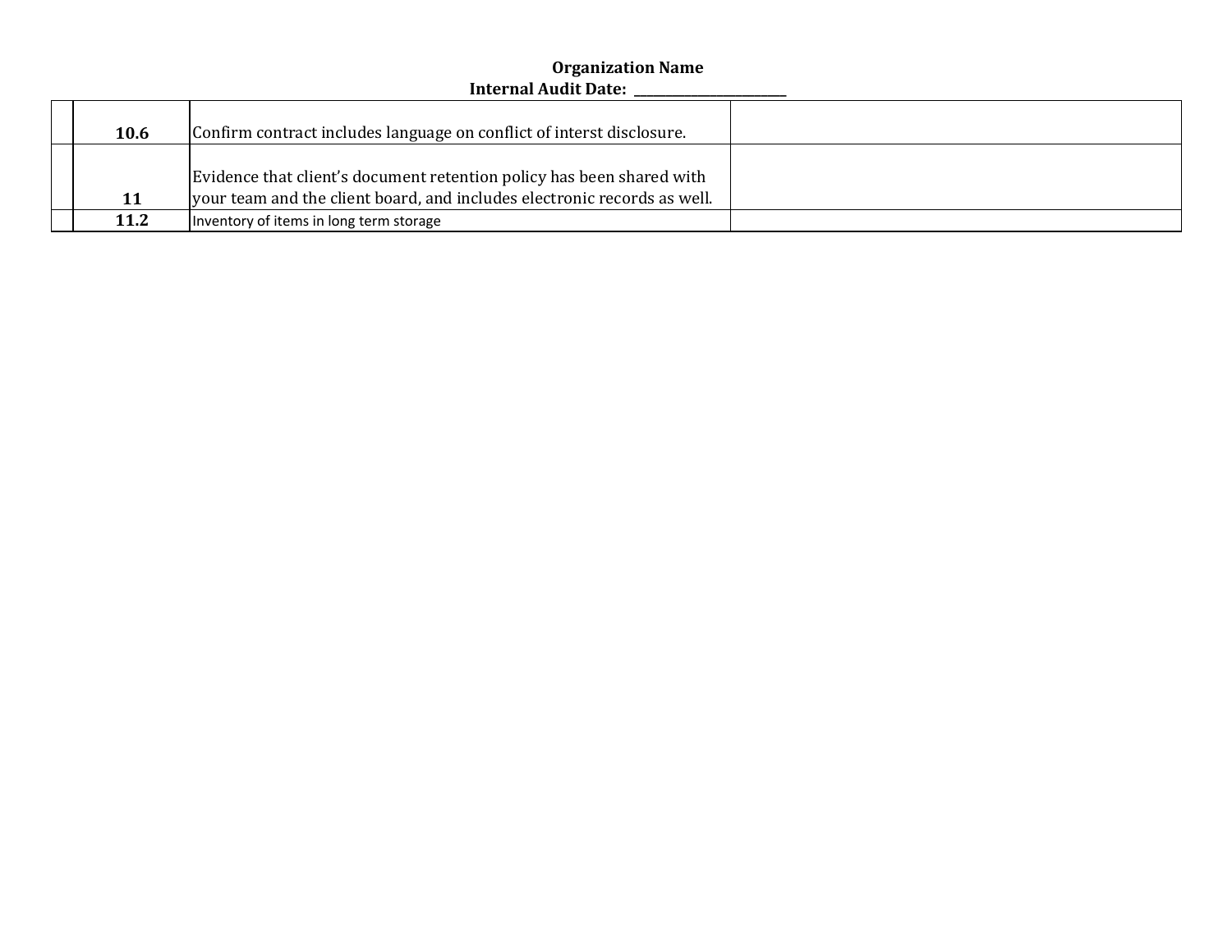**Organization Name**
**Internal Audit Date: \_\_\_\_\_\_\_\_\_\_\_\_\_\_\_\_\_\_\_\_\_\_**

| | | | |
|---|---|---|---|
| | **10.6** | Confirm contract includes language on conflict of interst disclosure. | |
| | **11** | Evidence that client's document retention policy has been shared with your team and the client board, and includes electronic records as well. | |
| | **11.2** | Inventory of items in long term storage | |